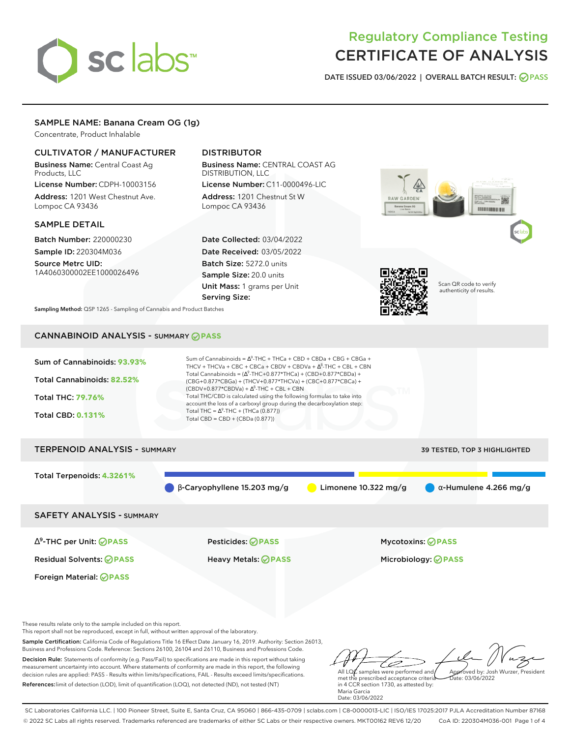# Regulatory Compliance Testing
# CERTIFICATE OF ANALYSIS

DATE ISSUED 03/06/2022 | OVERALL BATCH RESULT: PASS

## SAMPLE NAME: Banana Cream OG (1g)

Concentrate, Product Inhalable

### CULTIVATOR / MANUFACTURER

**Business Name:** Central Coast Ag Products, LLC

**License Number:** CDPH-10003156

**Address:** 1201 West Chestnut Ave. Lompoc CA 93436

### DISTRIBUTOR

**Business Name:** CENTRAL COAST AG DISTRIBUTION, LLC

**License Number:** C11-0000496-LIC

**Address:** 1201 Chestnut St W Lompoc CA 93436

### SAMPLE DETAIL

**Batch Number:** 220000230

**Sample ID:** 220304M036

**Source Metrc UID:** 1A4060300002EE1000026496

**Date Collected:** 03/04/2022

**Date Received:** 03/05/2022

**Batch Size:** 5272.0 units

**Sample Size:** 20.0 units

**Unit Mass:** 1 grams per Unit

**Serving Size:**

Scan QR code to verify authenticity of results.

**Sampling Method:** QSP 1265 - Sampling of Cannabis and Product Batches

## CANNABINOID ANALYSIS - SUMMARY PASS

**Sum of Cannabinoids: 93.93%**

**Total Cannabinoids: 82.52%**

**Total THC: 79.76%**

**Total CBD: 0.131%**

Sum of Cannabinoids = $\Delta^9$-THC + THCa + CBD + CBDa + CBG + CBGa + THCV + THCVa + CBC + CBCa + CBDV + CBDVa + $\Delta^8$-THC + CBL + CBN

Total Cannabinoids = ($\Delta^9$-THC+0.877*THCa) + (CBD+0.877*CBDa) + (CBG+0.877*CBGa) + (THCV+0.877*THCVa) + (CBC+0.877*CBCa) + (CBDV+0.877*CBDVa) + $\Delta^8$-THC + CBL + CBN

Total THC/CBD is calculated using the following formulas to take into account the loss of a carboxyl group during the decarboxylation step:

Total THC = $\Delta^9$-THC + (THCa (0.877))

Total CBD = CBD + (CBDa (0.877))

## TERPENOID ANALYSIS - SUMMARY

39 TESTED, TOP 3 HIGHLIGHTED

**Total Terpenoids: 4.3261%**

β-Caryophyllene 15.203 mg/g | Limonene 10.322 mg/g | α-Humulene 4.266 mg/g

## SAFETY ANALYSIS - SUMMARY

| | | |
|---|---|---|
| $\Delta^9$-THC per Unit: PASS | Pesticides: PASS | Mycotoxins: PASS |
| Residual Solvents: PASS | Heavy Metals: PASS | Microbiology: PASS |
| Foreign Material: PASS | | |

These results relate only to the sample included on this report.
This report shall not be reproduced, except in full, without written approval of the laboratory.

**Sample Certification:** California Code of Regulations Title 16 Effect Date January 16, 2019. Authority: Section 26013, Business and Professions Code. Reference: Sections 26100, 26104 and 26110, Business and Professions Code.

**Decision Rule:** Statements of conformity (e.g. Pass/Fail) to specifications are made in this report without taking measurement uncertainty into account. Where statements of conformity are made in this report, the following decision rules are applied: PASS - Results within limits/specifications, FAIL - Results exceed limits/specifications.

**References:** limit of detection (LOD), limit of quantification (LOQ), not detected (ND), not tested (NT)

All LQC samples were performed and met the prescribed acceptance criteria in 4 CCR section 1730, as attested by: Maria Garcia
Date: 03/06/2022

Approved by: Josh Wurzer, President
Date: 03/06/2022

SC Laboratories California LLC. | 100 Pioneer Street, Suite E, Santa Cruz, CA 95060 | 866-435-0709 | sclabs.com | C8-0000013-LIC | ISO/IES 17025:2017 PJLA Accreditation Number 87168
© 2022 SC Labs all rights reserved. Trademarks referenced are trademarks of either SC Labs or their respective owners. MKT00162 REV6 12/20 CoA ID: 220304M036-001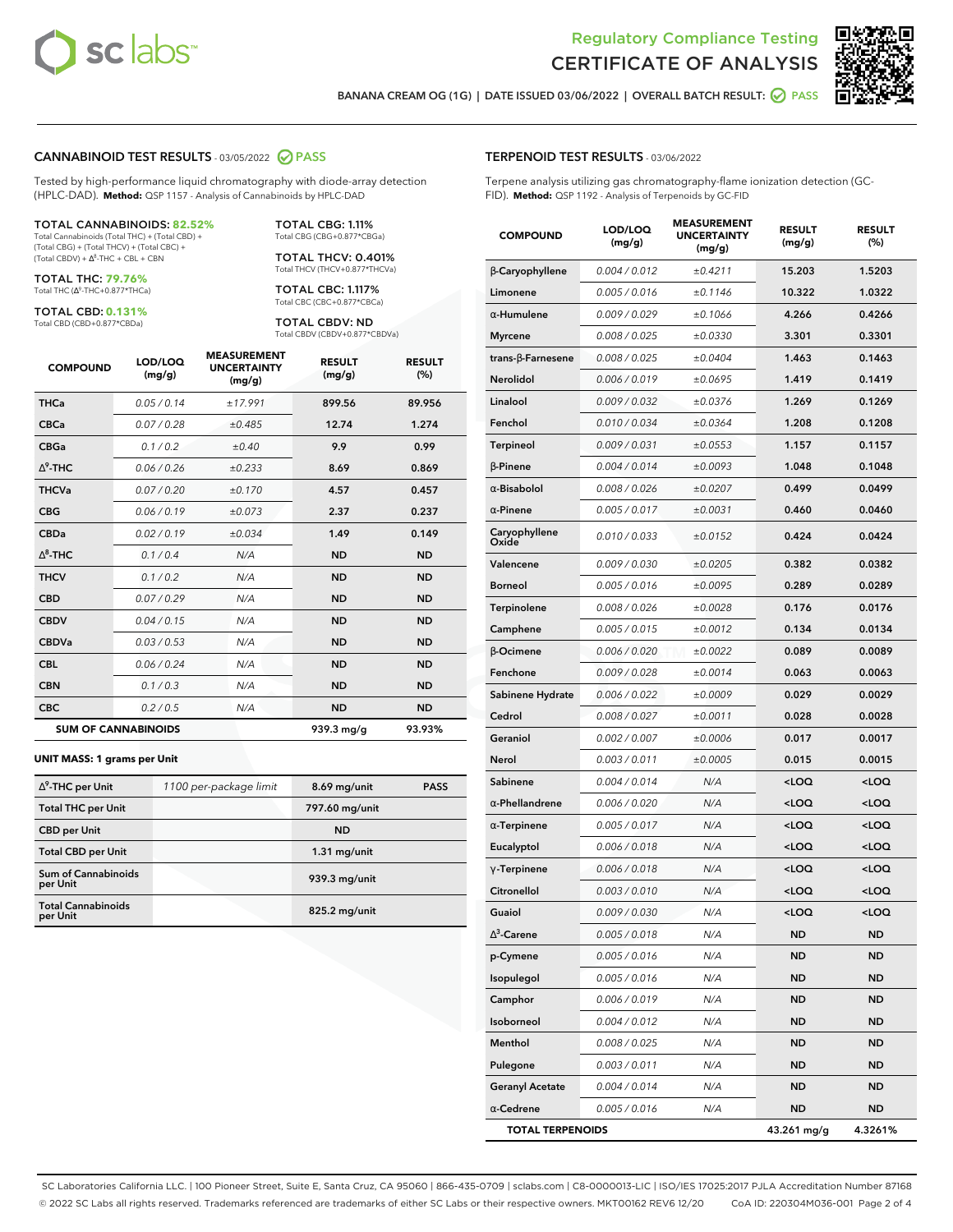# Regulatory Compliance Testing
# CERTIFICATE OF ANALYSIS

BANANA CREAM OG (1G) | DATE ISSUED 03/06/2022 | OVERALL BATCH RESULT: PASS

## CANNABINOID TEST RESULTS - 03/05/2022 PASS

Tested by high-performance liquid chromatography with diode-array detection (HPLC-DAD). **Method:** QSP 1157 - Analysis of Cannabinoids by HPLC-DAD

**TOTAL CANNABINOIDS: 82.52%**
Total Cannabinoids (Total THC) + (Total CBD) + (Total CBG) + (Total THCV) + (Total CBC) + (Total CBDV) + $\Delta^8$-THC + CBL + CBN

**TOTAL THC: 79.76%**
Total THC ($\Delta^9$-THC+0.877*THCa)

**TOTAL CBD: 0.131%**
Total CBD (CBD+0.877*CBDa)

**TOTAL CBG: 1.11%**
Total CBG (CBG+0.877*CBGa)

**TOTAL THCV: 0.401%**
Total THCV (THCV+0.877*THCVa)

**TOTAL CBC: 1.117%**
Total CBC (CBC+0.877*CBCa)

**TOTAL CBDV: ND**
Total CBDV (CBDV+0.877*CBDVa)

| COMPOUND | LOD/LOQ (mg/g) | MEASUREMENT UNCERTAINTY (mg/g) | RESULT (mg/g) | RESULT (%) |
|---|---|---|---|---|
| THCa | 0.05 / 0.14 | ±17.991 | 899.56 | 89.956 |
| CBCa | 0.07 / 0.28 | ±0.485 | 12.74 | 1.274 |
| CBGa | 0.1 / 0.2 | ±0.40 | 9.9 | 0.99 |
| $\Delta^9$-THC | 0.06 / 0.26 | ±0.233 | 8.69 | 0.869 |
| THCVa | 0.07 / 0.20 | ±0.170 | 4.57 | 0.457 |
| CBG | 0.06 / 0.19 | ±0.073 | 2.37 | 0.237 |
| CBDa | 0.02 / 0.19 | ±0.034 | 1.49 | 0.149 |
| $\Delta^8$-THC | 0.1 / 0.4 | N/A | ND | ND |
| THCV | 0.1 / 0.2 | N/A | ND | ND |
| CBD | 0.07 / 0.29 | N/A | ND | ND |
| CBDV | 0.04 / 0.15 | N/A | ND | ND |
| CBDVa | 0.03 / 0.53 | N/A | ND | ND |
| CBL | 0.06 / 0.24 | N/A | ND | ND |
| CBN | 0.1 / 0.3 | N/A | ND | ND |
| CBC | 0.2 / 0.5 | N/A | ND | ND |
| **SUM OF CANNABINOIDS** | | | 939.3 mg/g | 93.93% |

**UNIT MASS: 1 grams per Unit**

| | | | |
|---|---|---|---|
| $\Delta^9$-THC per Unit | 1100 per-package limit | 8.69 mg/unit | PASS |
| Total THC per Unit | | 797.60 mg/unit | |
| CBD per Unit | | ND | |
| Total CBD per Unit | | 1.31 mg/unit | |
| Sum of Cannabinoids per Unit | | 939.3 mg/unit | |
| Total Cannabinoids per Unit | | 825.2 mg/unit | |

## TERPENOID TEST RESULTS - 03/06/2022

Terpene analysis utilizing gas chromatography-flame ionization detection (GC-FID). **Method:** QSP 1192 - Analysis of Terpenoids by GC-FID

| COMPOUND | LOD/LOQ (mg/g) | MEASUREMENT UNCERTAINTY (mg/g) | RESULT (mg/g) | RESULT (%) |
|---|---|---|---|---|
| β-Caryophyllene | 0.004 / 0.012 | ±0.4211 | 15.203 | 1.5203 |
| Limonene | 0.005 / 0.016 | ±0.1146 | 10.322 | 1.0322 |
| α-Humulene | 0.009 / 0.029 | ±0.1066 | 4.266 | 0.4266 |
| Myrcene | 0.008 / 0.025 | ±0.0330 | 3.301 | 0.3301 |
| trans-β-Farnesene | 0.008 / 0.025 | ±0.0404 | 1.463 | 0.1463 |
| Nerolidol | 0.006 / 0.019 | ±0.0695 | 1.419 | 0.1419 |
| Linalool | 0.009 / 0.032 | ±0.0376 | 1.269 | 0.1269 |
| Fenchol | 0.010 / 0.034 | ±0.0364 | 1.208 | 0.1208 |
| Terpineol | 0.009 / 0.031 | ±0.0553 | 1.157 | 0.1157 |
| β-Pinene | 0.004 / 0.014 | ±0.0093 | 1.048 | 0.1048 |
| α-Bisabolol | 0.008 / 0.026 | ±0.0207 | 0.499 | 0.0499 |
| α-Pinene | 0.005 / 0.017 | ±0.0031 | 0.460 | 0.0460 |
| Caryophyllene Oxide | 0.010 / 0.033 | ±0.0152 | 0.424 | 0.0424 |
| Valencene | 0.009 / 0.030 | ±0.0205 | 0.382 | 0.0382 |
| Borneol | 0.005 / 0.016 | ±0.0095 | 0.289 | 0.0289 |
| Terpinolene | 0.008 / 0.026 | ±0.0028 | 0.176 | 0.0176 |
| Camphene | 0.005 / 0.015 | ±0.0012 | 0.134 | 0.0134 |
| β-Ocimene | 0.006 / 0.020 | ±0.0022 | 0.089 | 0.0089 |
| Fenchone | 0.009 / 0.028 | ±0.0014 | 0.063 | 0.0063 |
| Sabinene Hydrate | 0.006 / 0.022 | ±0.0009 | 0.029 | 0.0029 |
| Cedrol | 0.008 / 0.027 | ±0.0011 | 0.028 | 0.0028 |
| Geraniol | 0.002 / 0.007 | ±0.0006 | 0.017 | 0.0017 |
| Nerol | 0.003 / 0.011 | ±0.0005 | 0.015 | 0.0015 |
| Sabinene | 0.004 / 0.014 | N/A | <LOQ | <LOQ |
| α-Phellandrene | 0.006 / 0.020 | N/A | <LOQ | <LOQ |
| α-Terpinene | 0.005 / 0.017 | N/A | <LOQ | <LOQ |
| Eucalyptol | 0.006 / 0.018 | N/A | <LOQ | <LOQ |
| γ-Terpinene | 0.006 / 0.018 | N/A | <LOQ | <LOQ |
| Citronellol | 0.003 / 0.010 | N/A | <LOQ | <LOQ |
| Guaiol | 0.009 / 0.030 | N/A | <LOQ | <LOQ |
| $\Delta^3$-Carene | 0.005 / 0.018 | N/A | ND | ND |
| p-Cymene | 0.005 / 0.016 | N/A | ND | ND |
| Isopulegol | 0.005 / 0.016 | N/A | ND | ND |
| Camphor | 0.006 / 0.019 | N/A | ND | ND |
| Isoborneol | 0.004 / 0.012 | N/A | ND | ND |
| Menthol | 0.008 / 0.025 | N/A | ND | ND |
| Pulegone | 0.003 / 0.011 | N/A | ND | ND |
| Geranyl Acetate | 0.004 / 0.014 | N/A | ND | ND |
| α-Cedrene | 0.005 / 0.016 | N/A | ND | ND |
| **TOTAL TERPENOIDS** | | | 43.261 mg/g | 4.3261% |

SC Laboratories California LLC. | 100 Pioneer Street, Suite E, Santa Cruz, CA 95060 | 866-435-0709 | sclabs.com | C8-0000013-LIC | ISO/IES 17025:2017 PJLA Accreditation Number 87168
© 2022 SC Labs all rights reserved. Trademarks referenced are trademarks of either SC Labs or their respective owners. MKT00162 REV6 12/20 CoA ID: 220304M036-001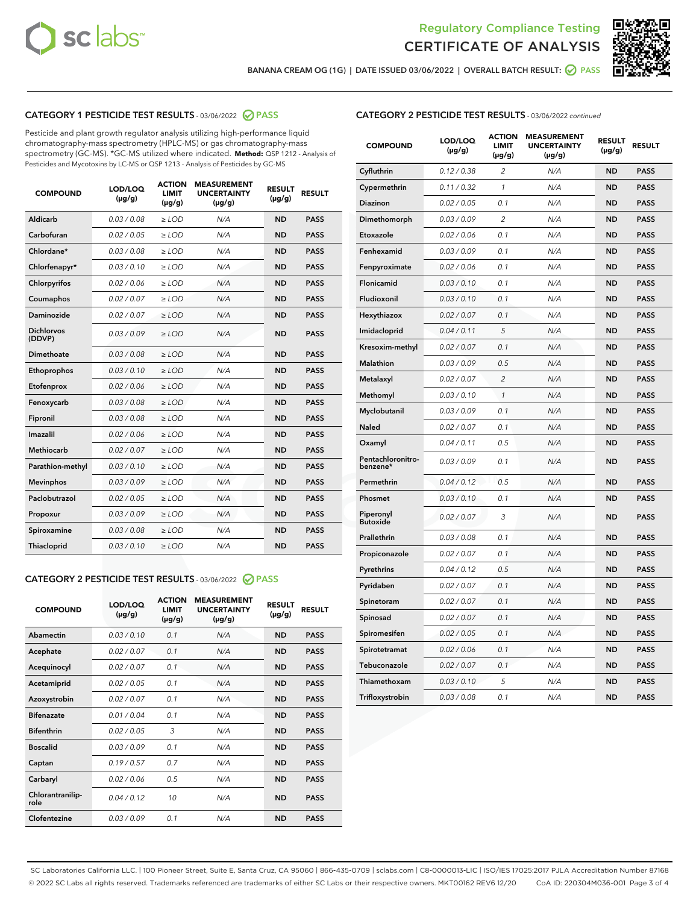BANANA CREAM OG (1G) | DATE ISSUED 03/06/2022 | OVERALL BATCH RESULT: PASS

## CATEGORY 1 PESTICIDE TEST RESULTS - 03/06/2022 PASS

Pesticide and plant growth regulator analysis utilizing high-performance liquid chromatography-mass spectrometry (HPLC-MS) or gas chromatography-mass spectrometry (GC-MS). *GC-MS utilized where indicated. **Method:** QSP 1212 - Analysis of Pesticides and Mycotoxins by LC-MS or QSP 1213 - Analysis of Pesticides by GC-MS

| COMPOUND | LOD/LOQ (µg/g) | ACTION LIMIT (µg/g) | MEASUREMENT UNCERTAINTY (µg/g) | RESULT (µg/g) | RESULT |
|---|---|---|---|---|---|
| Aldicarb | 0.03 / 0.08 | ≥ LOD | N/A | ND | PASS |
| Carbofuran | 0.02 / 0.05 | ≥ LOD | N/A | ND | PASS |
| Chlordane* | 0.03 / 0.08 | ≥ LOD | N/A | ND | PASS |
| Chlorfenapyr* | 0.03 / 0.10 | ≥ LOD | N/A | ND | PASS |
| Chlorpyrifos | 0.02 / 0.06 | ≥ LOD | N/A | ND | PASS |
| Coumaphos | 0.02 / 0.07 | ≥ LOD | N/A | ND | PASS |
| Daminozide | 0.02 / 0.07 | ≥ LOD | N/A | ND | PASS |
| Dichlorvos (DDVP) | 0.03 / 0.09 | ≥ LOD | N/A | ND | PASS |
| Dimethoate | 0.03 / 0.08 | ≥ LOD | N/A | ND | PASS |
| Ethoprophos | 0.03 / 0.10 | ≥ LOD | N/A | ND | PASS |
| Etofenprox | 0.02 / 0.06 | ≥ LOD | N/A | ND | PASS |
| Fenoxycarb | 0.03 / 0.08 | ≥ LOD | N/A | ND | PASS |
| Fipronil | 0.03 / 0.08 | ≥ LOD | N/A | ND | PASS |
| Imazalil | 0.02 / 0.06 | ≥ LOD | N/A | ND | PASS |
| Methiocarb | 0.02 / 0.07 | ≥ LOD | N/A | ND | PASS |
| Parathion-methyl | 0.03 / 0.10 | ≥ LOD | N/A | ND | PASS |
| Mevinphos | 0.03 / 0.09 | ≥ LOD | N/A | ND | PASS |
| Paclobutrazol | 0.02 / 0.05 | ≥ LOD | N/A | ND | PASS |
| Propoxur | 0.03 / 0.09 | ≥ LOD | N/A | ND | PASS |
| Spiroxamine | 0.03 / 0.08 | ≥ LOD | N/A | ND | PASS |
| Thiacloprid | 0.03 / 0.10 | ≥ LOD | N/A | ND | PASS |

## CATEGORY 2 PESTICIDE TEST RESULTS - 03/06/2022 PASS

| COMPOUND | LOD/LOQ (µg/g) | ACTION LIMIT (µg/g) | MEASUREMENT UNCERTAINTY (µg/g) | RESULT (µg/g) | RESULT |
|---|---|---|---|---|---|
| Abamectin | 0.03 / 0.10 | 0.1 | N/A | ND | PASS |
| Acephate | 0.02 / 0.07 | 0.1 | N/A | ND | PASS |
| Acequinocyl | 0.02 / 0.07 | 0.1 | N/A | ND | PASS |
| Acetamiprid | 0.02 / 0.05 | 0.1 | N/A | ND | PASS |
| Azoxystrobin | 0.02 / 0.07 | 0.1 | N/A | ND | PASS |
| Bifenazate | 0.01 / 0.04 | 0.1 | N/A | ND | PASS |
| Bifenthrin | 0.02 / 0.05 | 3 | N/A | ND | PASS |
| Boscalid | 0.03 / 0.09 | 0.1 | N/A | ND | PASS |
| Captan | 0.19 / 0.57 | 0.7 | N/A | ND | PASS |
| Carbaryl | 0.02 / 0.06 | 0.5 | N/A | ND | PASS |
| Chlorantraniliprole | 0.04 / 0.12 | 10 | N/A | ND | PASS |
| Clofentezine | 0.03 / 0.09 | 0.1 | N/A | ND | PASS |
| Cyfluthrin | 0.12 / 0.38 | 2 | N/A | ND | PASS |
| Cypermethrin | 0.11 / 0.32 | 1 | N/A | ND | PASS |
| Diazinon | 0.02 / 0.05 | 0.1 | N/A | ND | PASS |
| Dimethomorph | 0.03 / 0.09 | 2 | N/A | ND | PASS |
| Etoxazole | 0.02 / 0.06 | 0.1 | N/A | ND | PASS |
| Fenhexamid | 0.03 / 0.09 | 0.1 | N/A | ND | PASS |
| Fenpyroximate | 0.02 / 0.06 | 0.1 | N/A | ND | PASS |
| Flonicamid | 0.03 / 0.10 | 0.1 | N/A | ND | PASS |
| Fludioxonil | 0.03 / 0.10 | 0.1 | N/A | ND | PASS |
| Hexythiazox | 0.02 / 0.07 | 0.1 | N/A | ND | PASS |
| Imidacloprid | 0.04 / 0.11 | 5 | N/A | ND | PASS |
| Kresoxim-methyl | 0.02 / 0.07 | 0.1 | N/A | ND | PASS |
| Malathion | 0.03 / 0.09 | 0.5 | N/A | ND | PASS |
| Metalaxyl | 0.02 / 0.07 | 2 | N/A | ND | PASS |
| Methomyl | 0.03 / 0.10 | 1 | N/A | ND | PASS |
| Myclobutanil | 0.03 / 0.09 | 0.1 | N/A | ND | PASS |
| Naled | 0.02 / 0.07 | 0.1 | N/A | ND | PASS |
| Oxamyl | 0.04 / 0.11 | 0.5 | N/A | ND | PASS |
| Pentachloronitrobenzene* | 0.03 / 0.09 | 0.1 | N/A | ND | PASS |
| Permethrin | 0.04 / 0.12 | 0.5 | N/A | ND | PASS |
| Phosmet | 0.03 / 0.10 | 0.1 | N/A | ND | PASS |
| Piperonyl Butoxide | 0.02 / 0.07 | 3 | N/A | ND | PASS |
| Prallethrin | 0.03 / 0.08 | 0.1 | N/A | ND | PASS |
| Propiconazole | 0.02 / 0.07 | 0.1 | N/A | ND | PASS |
| Pyrethrins | 0.04 / 0.12 | 0.5 | N/A | ND | PASS |
| Pyridaben | 0.02 / 0.07 | 0.1 | N/A | ND | PASS |
| Spinetoram | 0.02 / 0.07 | 0.1 | N/A | ND | PASS |
| Spinosad | 0.02 / 0.07 | 0.1 | N/A | ND | PASS |
| Spiromesifen | 0.02 / 0.05 | 0.1 | N/A | ND | PASS |
| Spirotetramat | 0.02 / 0.06 | 0.1 | N/A | ND | PASS |
| Tebuconazole | 0.02 / 0.07 | 0.1 | N/A | ND | PASS |
| Thiamethoxam | 0.03 / 0.10 | 5 | N/A | ND | PASS |
| Trifloxystrobin | 0.03 / 0.08 | 0.1 | N/A | ND | PASS |

SC Laboratories California LLC. | 100 Pioneer Street, Suite E, Santa Cruz, CA 95060 | 866-435-0709 | sclabs.com | C8-0000013-LIC | ISO/IES 17025:2017 PJLA Accreditation Number 87168
© 2022 SC Labs all rights reserved. Trademarks referenced are trademarks of either SC Labs or their respective owners. MKT00162 REV6 12/20 CoA ID: 220304M036-001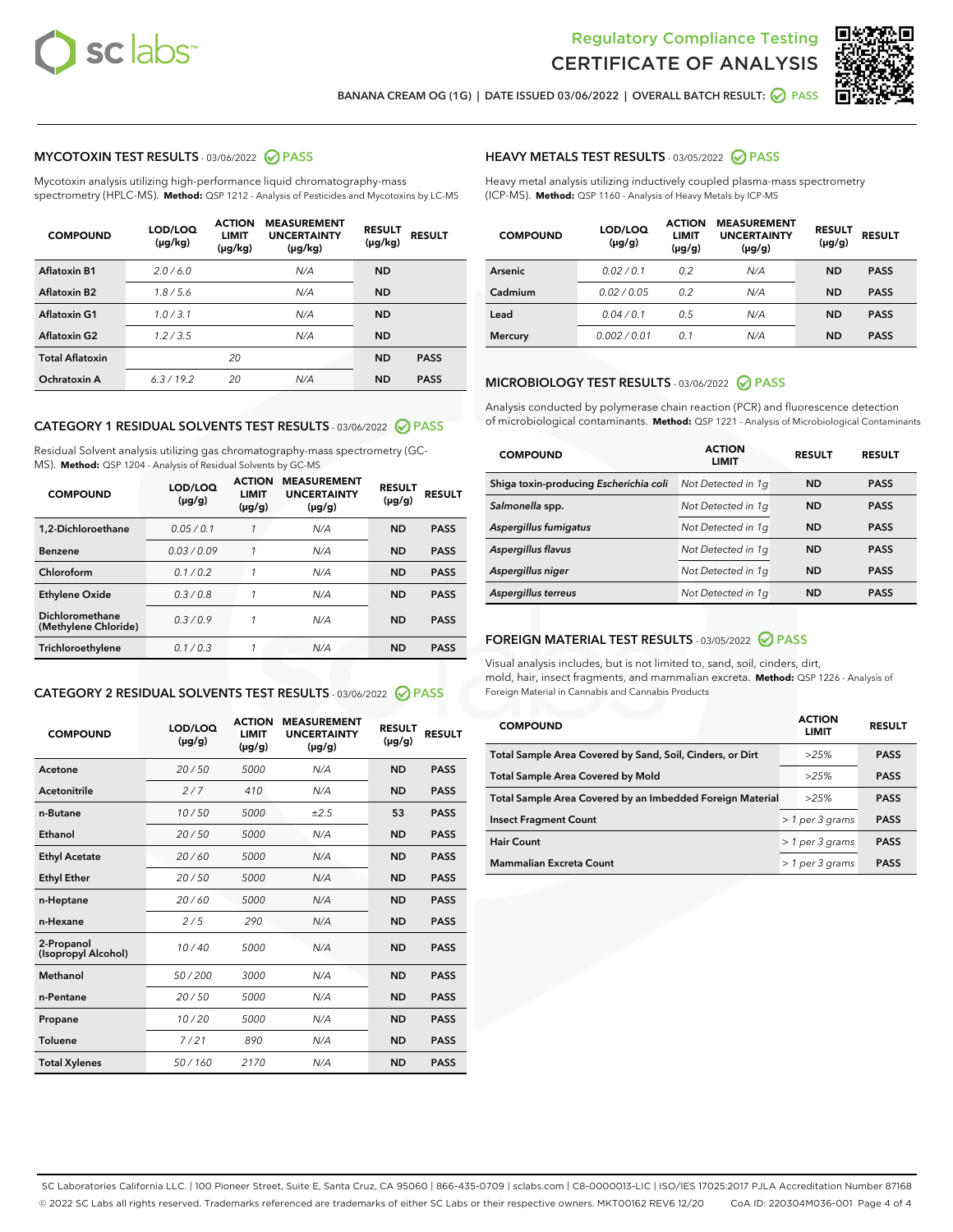Regulatory Compliance Testing
# CERTIFICATE OF ANALYSIS

BANANA CREAM OG (1G) | DATE ISSUED 03/06/2022 | OVERALL BATCH RESULT: PASS

## MYCOTOXIN TEST RESULTS - 03/06/2022 PASS

Mycotoxin analysis utilizing high-performance liquid chromatography-mass spectrometry (HPLC-MS). **Method:** QSP 1212 - Analysis of Pesticides and Mycotoxins by LC-MS

| COMPOUND | LOD/LOQ (µg/kg) | ACTION LIMIT (µg/kg) | MEASUREMENT UNCERTAINTY (µg/kg) | RESULT (µg/kg) | RESULT |
|---|---|---|---|---|---|
| Aflatoxin B1 | 2.0 / 6.0 | | N/A | ND | |
| Aflatoxin B2 | 1.8 / 5.6 | | N/A | ND | |
| Aflatoxin G1 | 1.0 / 3.1 | | N/A | ND | |
| Aflatoxin G2 | 1.2 / 3.5 | | N/A | ND | |
| Total Aflatoxin | | 20 | | ND | PASS |
| Ochratoxin A | 6.3 / 19.2 | 20 | N/A | ND | PASS |

## CATEGORY 1 RESIDUAL SOLVENTS TEST RESULTS - 03/06/2022 PASS

Residual Solvent analysis utilizing gas chromatography-mass spectrometry (GC-MS). **Method:** QSP 1204 - Analysis of Residual Solvents by GC-MS

| COMPOUND | LOD/LOQ (µg/g) | ACTION LIMIT (µg/g) | MEASUREMENT UNCERTAINTY (µg/g) | RESULT (µg/g) | RESULT |
|---|---|---|---|---|---|
| 1,2-Dichloroethane | 0.05 / 0.1 | 1 | N/A | ND | PASS |
| Benzene | 0.03 / 0.09 | 1 | N/A | ND | PASS |
| Chloroform | 0.1 / 0.2 | 1 | N/A | ND | PASS |
| Ethylene Oxide | 0.3 / 0.8 | 1 | N/A | ND | PASS |
| Dichloromethane (Methylene Chloride) | 0.3 / 0.9 | 1 | N/A | ND | PASS |
| Trichloroethylene | 0.1 / 0.3 | 1 | N/A | ND | PASS |

## CATEGORY 2 RESIDUAL SOLVENTS TEST RESULTS - 03/06/2022 PASS

| COMPOUND | LOD/LOQ (µg/g) | ACTION LIMIT (µg/g) | MEASUREMENT UNCERTAINTY (µg/g) | RESULT (µg/g) | RESULT |
|---|---|---|---|---|---|
| Acetone | 20 / 50 | 5000 | N/A | ND | PASS |
| Acetonitrile | 2 / 7 | 410 | N/A | ND | PASS |
| n-Butane | 10 / 50 | 5000 | ±2.5 | 53 | PASS |
| Ethanol | 20 / 50 | 5000 | N/A | ND | PASS |
| Ethyl Acetate | 20 / 60 | 5000 | N/A | ND | PASS |
| Ethyl Ether | 20 / 50 | 5000 | N/A | ND | PASS |
| n-Heptane | 20 / 60 | 5000 | N/A | ND | PASS |
| n-Hexane | 2 / 5 | 290 | N/A | ND | PASS |
| 2-Propanol (Isopropyl Alcohol) | 10 / 40 | 5000 | N/A | ND | PASS |
| Methanol | 50 / 200 | 3000 | N/A | ND | PASS |
| n-Pentane | 20 / 50 | 5000 | N/A | ND | PASS |
| Propane | 10 / 20 | 5000 | N/A | ND | PASS |
| Toluene | 7 / 21 | 890 | N/A | ND | PASS |
| Total Xylenes | 50 / 160 | 2170 | N/A | ND | PASS |

## HEAVY METALS TEST RESULTS - 03/05/2022 PASS

Heavy metal analysis utilizing inductively coupled plasma-mass spectrometry (ICP-MS). **Method:** QSP 1160 - Analysis of Heavy Metals by ICP-MS

| COMPOUND | LOD/LOQ (µg/g) | ACTION LIMIT (µg/g) | MEASUREMENT UNCERTAINTY (µg/g) | RESULT (µg/g) | RESULT |
|---|---|---|---|---|---|
| Arsenic | 0.02 / 0.1 | 0.2 | N/A | ND | PASS |
| Cadmium | 0.02 / 0.05 | 0.2 | N/A | ND | PASS |
| Lead | 0.04 / 0.1 | 0.5 | N/A | ND | PASS |
| Mercury | 0.002 / 0.01 | 0.1 | N/A | ND | PASS |

## MICROBIOLOGY TEST RESULTS - 03/06/2022 PASS

Analysis conducted by polymerase chain reaction (PCR) and fluorescence detection of microbiological contaminants. **Method:** QSP 1221 - Analysis of Microbiological Contaminants

| COMPOUND | ACTION LIMIT | RESULT | RESULT |
|---|---|---|---|
| Shiga toxin-producing *Escherichia coli* | Not Detected in 1g | ND | PASS |
| *Salmonella* spp. | Not Detected in 1g | ND | PASS |
| *Aspergillus fumigatus* | Not Detected in 1g | ND | PASS |
| *Aspergillus flavus* | Not Detected in 1g | ND | PASS |
| *Aspergillus niger* | Not Detected in 1g | ND | PASS |
| *Aspergillus terreus* | Not Detected in 1g | ND | PASS |

## FOREIGN MATERIAL TEST RESULTS - 03/05/2022 PASS

Visual analysis includes, but is not limited to, sand, soil, cinders, dirt, mold, hair, insect fragments, and mammalian excreta. **Method:** QSP 1226 - Analysis of Foreign Material in Cannabis and Cannabis Products

| COMPOUND | ACTION LIMIT | RESULT |
|---|---|---|
| Total Sample Area Covered by Sand, Soil, Cinders, or Dirt | >25% | PASS |
| Total Sample Area Covered by Mold | >25% | PASS |
| Total Sample Area Covered by an Imbedded Foreign Material | >25% | PASS |
| Insect Fragment Count | > 1 per 3 grams | PASS |
| Hair Count | > 1 per 3 grams | PASS |
| Mammalian Excreta Count | > 1 per 3 grams | PASS |

SC Laboratories California LLC. | 100 Pioneer Street, Suite E, Santa Cruz, CA 95060 | 866-435-0709 | sclabs.com | C8-0000013-LIC | ISO/IES 17025:2017 PJLA Accreditation Number 87168
© 2022 SC Labs all rights reserved. Trademarks referenced are trademarks of either SC Labs or their respective owners. MKT00162 REV6 12/20 CoA ID: 220304M036-001